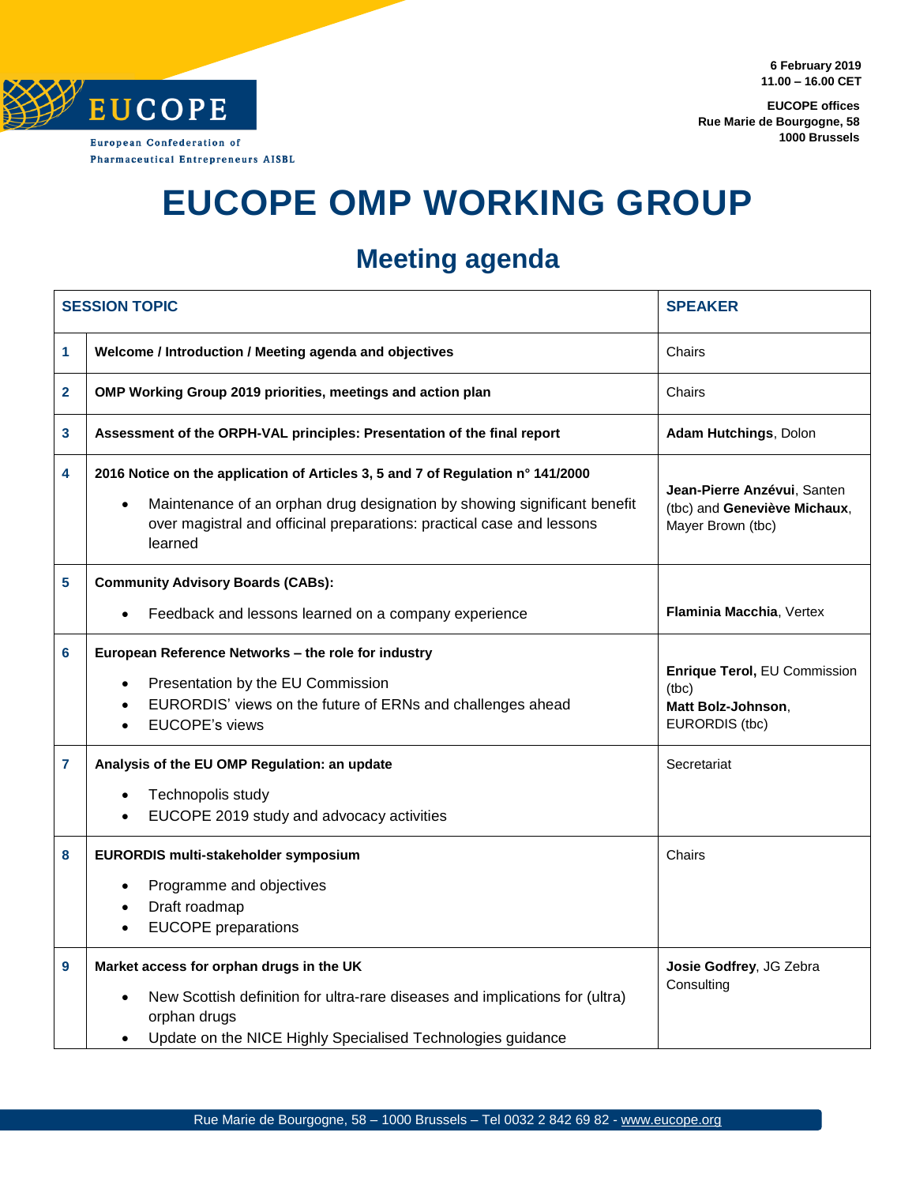EUCOPE

European Confederation of Pharmaceutical Entrepreneurs AISBL

**6 February 2019**
**11.00 – 16.00 CET**

**EUCOPE offices**
**Rue Marie de Bourgogne, 58**
**1000 Brussels**

# EUCOPE OMP WORKING GROUP

## Meeting agenda

| SESSION TOPIC | | SPEAKER |
|---|---|---|
| 1 | **Welcome / Introduction / Meeting agenda and objectives** | Chairs |
| 2 | **OMP Working Group 2019 priorities, meetings and action plan** | Chairs |
| 3 | **Assessment of the ORPH-VAL principles: Presentation of the final report** | **Adam Hutchings**, Dolon |
| 4 | **2016 Notice on the application of Articles 3, 5 and 7 of Regulation n° 141/2000**<br>• Maintenance of an orphan drug designation by showing significant benefit over magistral and officinal preparations: practical case and lessons learned | **Jean-Pierre Anzévui**, Santen (tbc) and **Geneviève Michaux**, Mayer Brown (tbc) |
| 5 | **Community Advisory Boards (CABs):**<br>• Feedback and lessons learned on a company experience | **Flaminia Macchia**, Vertex |
| 6 | **European Reference Networks – the role for industry**<br>• Presentation by the EU Commission<br>• EURORDIS' views on the future of ERNs and challenges ahead<br>• EUCOPE's views | **Enrique Terol,** EU Commission (tbc)<br>**Matt Bolz-Johnson**, EURORDIS (tbc) |
| 7 | **Analysis of the EU OMP Regulation: an update**<br>• Technopolis study<br>• EUCOPE 2019 study and advocacy activities | Secretariat |
| 8 | **EURORDIS multi-stakeholder symposium**<br>• Programme and objectives<br>• Draft roadmap<br>• EUCOPE preparations | Chairs |
| 9 | **Market access for orphan drugs in the UK**<br>• New Scottish definition for ultra-rare diseases and implications for (ultra) orphan drugs<br>• Update on the NICE Highly Specialised Technologies guidance | **Josie Godfrey**, JG Zebra Consulting |

Rue Marie de Bourgogne, 58 – 1000 Brussels – Tel 0032 2 842 69 82 - www.eucope.org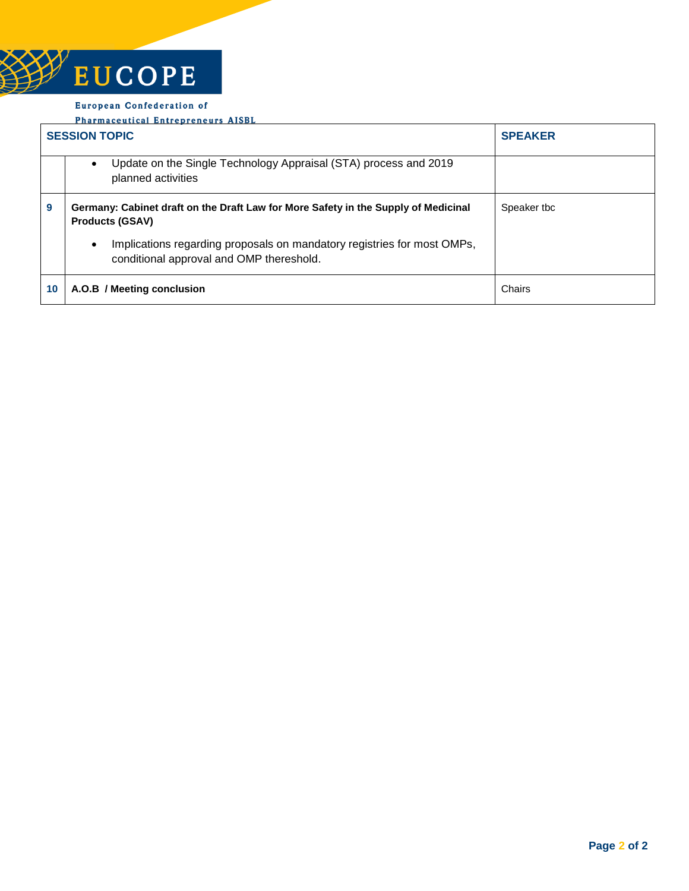| | SESSION TOPIC | SPEAKER |
|---|---|---|
| | • Update on the Single Technology Appraisal (STA) process and 2019 planned activities | |
| 9 | **Germany: Cabinet draft on the Draft Law for More Safety in the Supply of Medicinal Products (GSAV)** <br> • Implications regarding proposals on mandatory registries for most OMPs, conditional approval and OMP thereshold. | Speaker tbc |
| 10 | **A.O.B / Meeting conclusion** | Chairs |